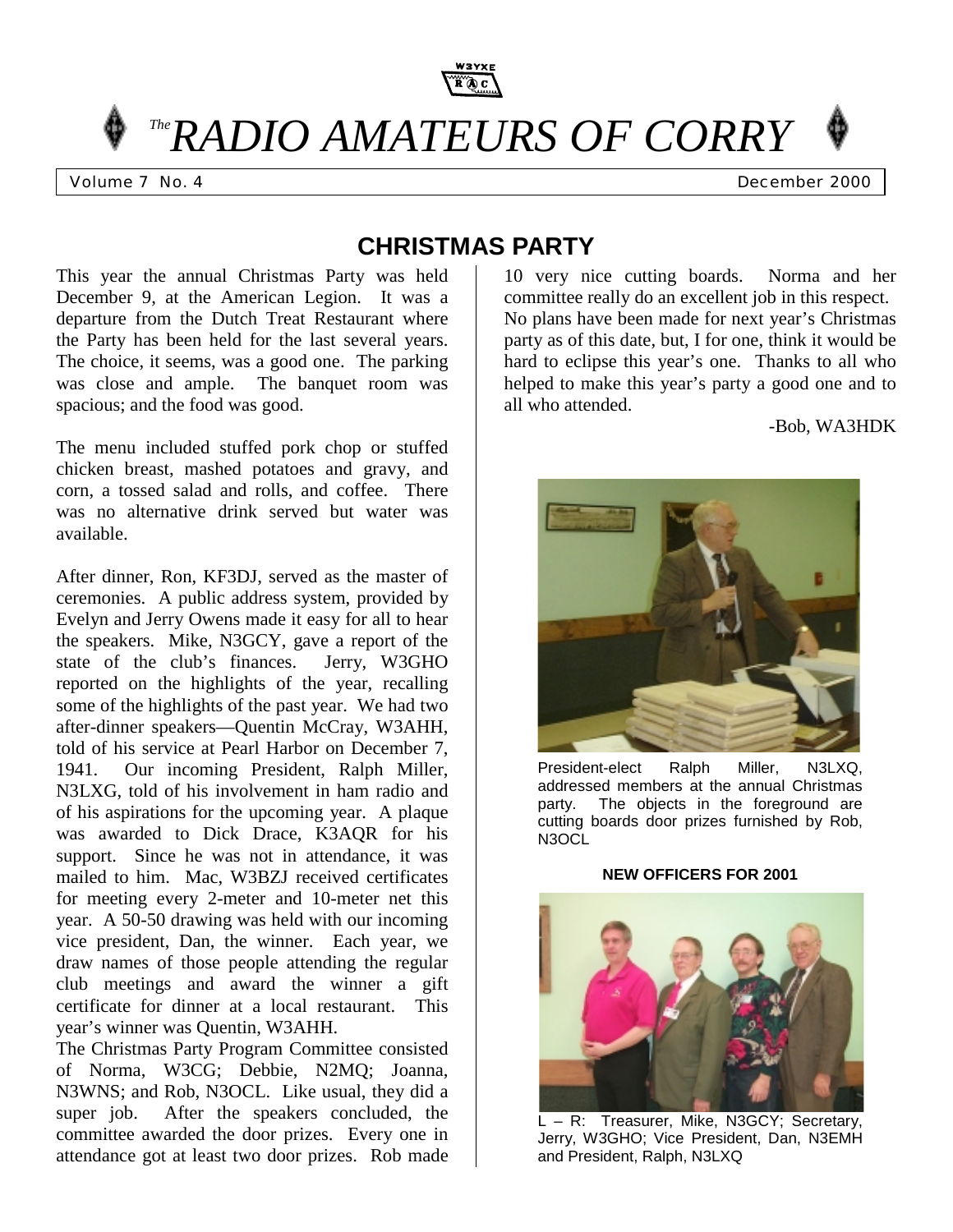W3YXE

# *The RADIO AMATEURS OF CORRY*

Volume 7 No. 4 December 2000

## CHRISTMAS PARTY

This year the annual Christmas Party was held December 9, at the American Legion. It was a departure from the Dutch Treat Restaurant where the Party has been held for the last several years. The choice, it seems, was a good one. The parking was close and ample. The banquet room was spacious; and the food was good.

The menu included stuffed pork chop or stuffed chicken breast, mashed potatoes and gravy, and corn, a tossed salad and rolls, and coffee. There was no alternative drink served but water was available.

After dinner, Ron, KF3DJ, served as the master of ceremonies. A public address system, provided by Evelyn and Jerry Owens made it easy for all to hear the speakers. Mike, N3GCY, gave a report of the state of the club's finances. Jerry, W3GHO reported on the highlights of the year, recalling some of the highlights of the past year. We had two after-dinner speakers—Quentin McCray, W3AHH, told of his service at Pearl Harbor on December 7, 1941. Our incoming President, Ralph Miller, N3LXG, told of his involvement in ham radio and of his aspirations for the upcoming year. A plaque was awarded to Dick Drace, K3AQR for his support. Since he was not in attendance, it was mailed to him. Mac, W3BZJ received certificates for meeting every 2-meter and 10-meter net this year. A 50-50 drawing was held with our incoming vice president, Dan, the winner. Each year, we draw names of those people attending the regular club meetings and award the winner a gift certificate for dinner at a local restaurant. This year's winner was Quentin, W3AHH.

The Christmas Party Program Committee consisted of Norma, W3CG; Debbie, N2MQ; Joanna, N3WNS; and Rob, N3OCL. Like usual, they did a super job. After the speakers concluded, the committee awarded the door prizes. Every one in attendance got at least two door prizes. Rob made 10 very nice cutting boards. Norma and her committee really do an excellent job in this respect. No plans have been made for next year's Christmas party as of this date, but, I for one, think it would be hard to eclipse this year's one. Thanks to all who helped to make this year's party a good one and to all who attended.

-Bob, WA3HDK

President-elect Ralph Miller, N3LXQ, addressed members at the annual Christmas party. The objects in the foreground are cutting boards door prizes furnished by Rob, N3OCL

**NEW OFFICERS FOR 2001**

L – R: Treasurer, Mike, N3GCY; Secretary, Jerry, W3GHO; Vice President, Dan, N3EMH and President, Ralph, N3LXQ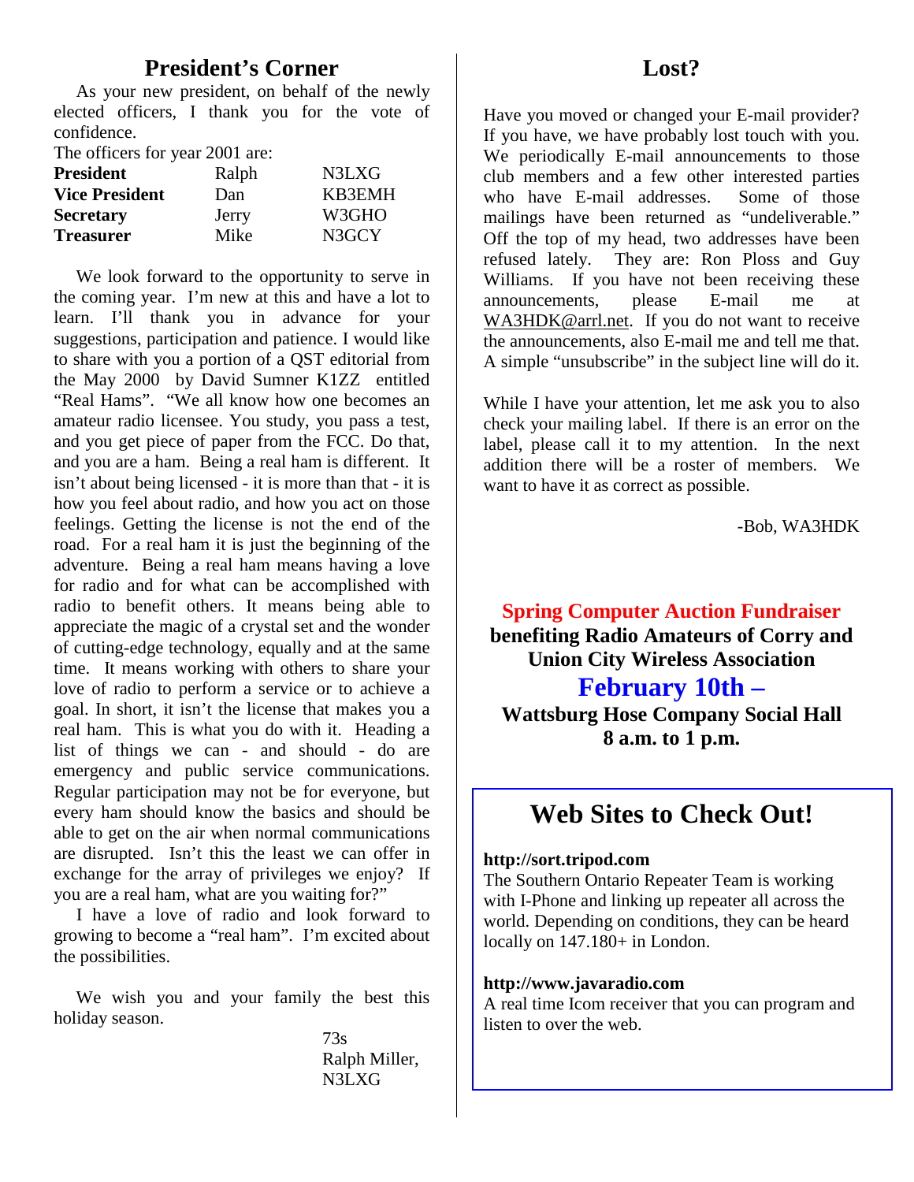## President's Corner

As your new president, on behalf of the newly elected officers, I thank you for the vote of confidence.

The officers for year 2001 are:

| | | |
|---|---|---|
| **President** | Ralph | N3LXG |
| **Vice President** | Dan | KB3EMH |
| **Secretary** | Jerry | W3GHO |
| **Treasurer** | Mike | N3GCY |

We look forward to the opportunity to serve in the coming year. I'm new at this and have a lot to learn. I'll thank you in advance for your suggestions, participation and patience. I would like to share with you a portion of a QST editorial from the May 2000 by David Sumner K1ZZ entitled "Real Hams". "We all know how one becomes an amateur radio licensee. You study, you pass a test, and you get piece of paper from the FCC. Do that, and you are a ham. Being a real ham is different. It isn't about being licensed - it is more than that - it is how you feel about radio, and how you act on those feelings. Getting the license is not the end of the road. For a real ham it is just the beginning of the adventure. Being a real ham means having a love for radio and for what can be accomplished with radio to benefit others. It means being able to appreciate the magic of a crystal set and the wonder of cutting-edge technology, equally and at the same time. It means working with others to share your love of radio to perform a service or to achieve a goal. In short, it isn't the license that makes you a real ham. This is what you do with it. Heading a list of things we can - and should - do are emergency and public service communications. Regular participation may not be for everyone, but every ham should know the basics and should be able to get on the air when normal communications are disrupted. Isn't this the least we can offer in exchange for the array of privileges we enjoy? If you are a real ham, what are you waiting for?"

I have a love of radio and look forward to growing to become a "real ham". I'm excited about the possibilities.

We wish you and your family the best this holiday season.

73s
Ralph Miller,
N3LXG

## Lost?

Have you moved or changed your E-mail provider? If you have, we have probably lost touch with you. We periodically E-mail announcements to those club members and a few other interested parties who have E-mail addresses. Some of those mailings have been returned as "undeliverable." Off the top of my head, two addresses have been refused lately. They are: Ron Ploss and Guy Williams. If you have not been receiving these announcements, please E-mail me at WA3HDK@arrl.net. If you do not want to receive the announcements, also E-mail me and tell me that. A simple "unsubscribe" in the subject line will do it.

While I have your attention, let me ask you to also check your mailing label. If there is an error on the label, please call it to my attention. In the next addition there will be a roster of members. We want to have it as correct as possible.

-Bob, WA3HDK

**Spring Computer Auction Fundraiser**
**benefiting Radio Amateurs of Corry and Union City Wireless Association**
**February 10th –**
**Wattsburg Hose Company Social Hall**
**8 a.m. to 1 p.m.**

## Web Sites to Check Out!

**http://sort.tripod.com**
The Southern Ontario Repeater Team is working with I-Phone and linking up repeater all across the world. Depending on conditions, they can be heard locally on 147.180+ in London.

**http://www.javaradio.com**
A real time Icom receiver that you can program and listen to over the web.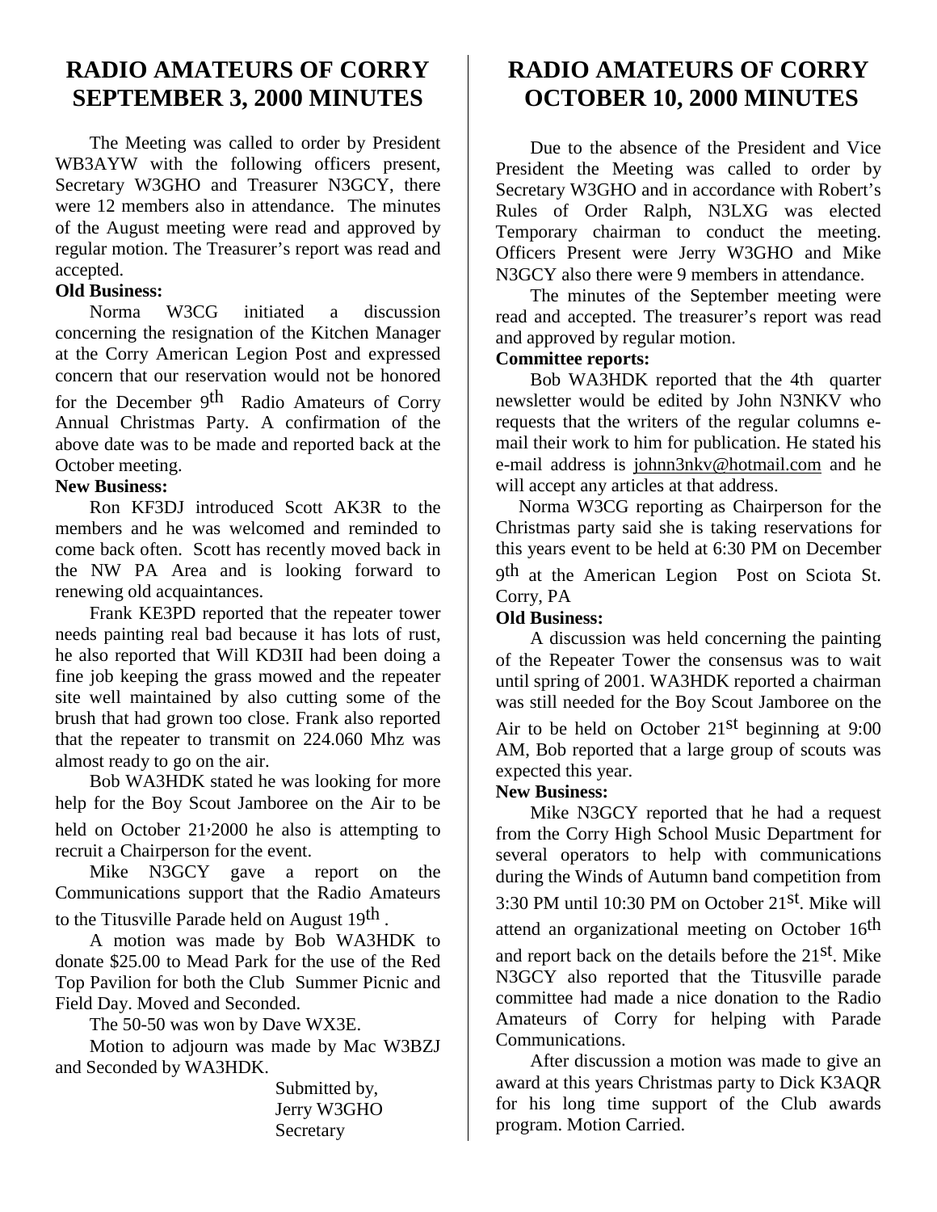# RADIO AMATEURS OF CORRY SEPTEMBER 3, 2000 MINUTES

The Meeting was called to order by President WB3AYW with the following officers present, Secretary W3GHO and Treasurer N3GCY, there were 12 members also in attendance. The minutes of the August meeting were read and approved by regular motion. The Treasurer's report was read and accepted.

**Old Business:**

Norma W3CG initiated a discussion concerning the resignation of the Kitchen Manager at the Corry American Legion Post and expressed concern that our reservation would not be honored for the December 9th Radio Amateurs of Corry Annual Christmas Party. A confirmation of the above date was to be made and reported back at the October meeting.

**New Business:**

Ron KF3DJ introduced Scott AK3R to the members and he was welcomed and reminded to come back often. Scott has recently moved back in the NW PA Area and is looking forward to renewing old acquaintances.

Frank KE3PD reported that the repeater tower needs painting real bad because it has lots of rust, he also reported that Will KD3II had been doing a fine job keeping the grass mowed and the repeater site well maintained by also cutting some of the brush that had grown too close. Frank also reported that the repeater to transmit on 224.060 Mhz was almost ready to go on the air.

Bob WA3HDK stated he was looking for more help for the Boy Scout Jamboree on the Air to be held on October 21,2000 he also is attempting to recruit a Chairperson for the event.

Mike N3GCY gave a report on the Communications support that the Radio Amateurs to the Titusville Parade held on August 19th .

A motion was made by Bob WA3HDK to donate $25.00 to Mead Park for the use of the Red Top Pavilion for both the Club Summer Picnic and Field Day. Moved and Seconded.

The 50-50 was won by Dave WX3E.

Motion to adjourn was made by Mac W3BZJ and Seconded by WA3HDK.

Submitted by,
Jerry W3GHO
Secretary

# RADIO AMATEURS OF CORRY OCTOBER 10, 2000 MINUTES

Due to the absence of the President and Vice President the Meeting was called to order by Secretary W3GHO and in accordance with Robert's Rules of Order Ralph, N3LXG was elected Temporary chairman to conduct the meeting. Officers Present were Jerry W3GHO and Mike N3GCY also there were 9 members in attendance.

The minutes of the September meeting were read and accepted. The treasurer's report was read and approved by regular motion.

**Committee reports:**

Bob WA3HDK reported that the 4th quarter newsletter would be edited by John N3NKV who requests that the writers of the regular columns e-mail their work to him for publication. He stated his e-mail address is johnn3nkv@hotmail.com and he will accept any articles at that address.

Norma W3CG reporting as Chairperson for the Christmas party said she is taking reservations for this years event to be held at 6:30 PM on December 9th at the American Legion Post on Sciota St. Corry, PA

**Old Business:**

A discussion was held concerning the painting of the Repeater Tower the consensus was to wait until spring of 2001. WA3HDK reported a chairman was still needed for the Boy Scout Jamboree on the Air to be held on October 21st beginning at 9:00 AM, Bob reported that a large group of scouts was expected this year.

**New Business:**

Mike N3GCY reported that he had a request from the Corry High School Music Department for several operators to help with communications during the Winds of Autumn band competition from 3:30 PM until 10:30 PM on October 21st. Mike will attend an organizational meeting on October 16th and report back on the details before the 21st. Mike N3GCY also reported that the Titusville parade committee had made a nice donation to the Radio Amateurs of Corry for helping with Parade Communications.

After discussion a motion was made to give an award at this years Christmas party to Dick K3AQR for his long time support of the Club awards program. Motion Carried.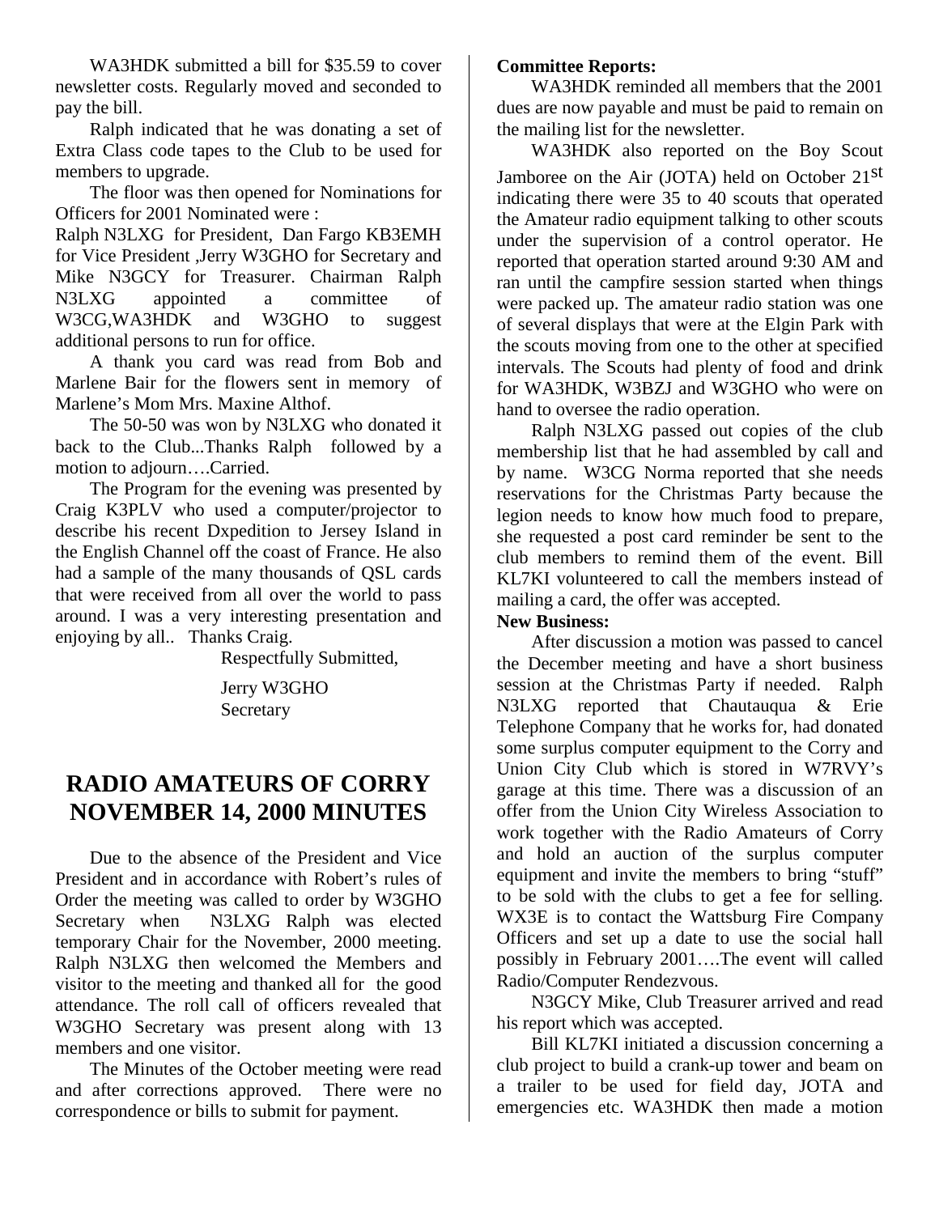WA3HDK submitted a bill for $35.59 to cover newsletter costs. Regularly moved and seconded to pay the bill.

Ralph indicated that he was donating a set of Extra Class code tapes to the Club to be used for members to upgrade.

The floor was then opened for Nominations for Officers for 2001 Nominated were :
Ralph N3LXG for President, Dan Fargo KB3EMH for Vice President ,Jerry W3GHO for Secretary and Mike N3GCY for Treasurer. Chairman Ralph N3LXG appointed a committee of W3CG,WA3HDK and W3GHO to suggest additional persons to run for office.

A thank you card was read from Bob and Marlene Bair for the flowers sent in memory of Marlene's Mom Mrs. Maxine Althof.

The 50-50 was won by N3LXG who donated it back to the Club...Thanks Ralph followed by a motion to adjourn….Carried.

The Program for the evening was presented by Craig K3PLV who used a computer/projector to describe his recent Dxpedition to Jersey Island in the English Channel off the coast of France. He also had a sample of the many thousands of QSL cards that were received from all over the world to pass around. I was a very interesting presentation and enjoying by all.. Thanks Craig.

Respectfully Submitted,

Jerry W3GHO
Secretary

## RADIO AMATEURS OF CORRY NOVEMBER 14, 2000 MINUTES

Due to the absence of the President and Vice President and in accordance with Robert's rules of Order the meeting was called to order by W3GHO Secretary when N3LXG Ralph was elected temporary Chair for the November, 2000 meeting. Ralph N3LXG then welcomed the Members and visitor to the meeting and thanked all for the good attendance. The roll call of officers revealed that W3GHO Secretary was present along with 13 members and one visitor.

The Minutes of the October meeting were read and after corrections approved. There were no correspondence or bills to submit for payment.

**Committee Reports:**

WA3HDK reminded all members that the 2001 dues are now payable and must be paid to remain on the mailing list for the newsletter.

WA3HDK also reported on the Boy Scout Jamboree on the Air (JOTA) held on October 21st indicating there were 35 to 40 scouts that operated the Amateur radio equipment talking to other scouts under the supervision of a control operator. He reported that operation started around 9:30 AM and ran until the campfire session started when things were packed up. The amateur radio station was one of several displays that were at the Elgin Park with the scouts moving from one to the other at specified intervals. The Scouts had plenty of food and drink for WA3HDK, W3BZJ and W3GHO who were on hand to oversee the radio operation.

Ralph N3LXG passed out copies of the club membership list that he had assembled by call and by name. W3CG Norma reported that she needs reservations for the Christmas Party because the legion needs to know how much food to prepare, she requested a post card reminder be sent to the club members to remind them of the event. Bill KL7KI volunteered to call the members instead of mailing a card, the offer was accepted.

**New Business:**

After discussion a motion was passed to cancel the December meeting and have a short business session at the Christmas Party if needed. Ralph N3LXG reported that Chautauqua & Erie Telephone Company that he works for, had donated some surplus computer equipment to the Corry and Union City Club which is stored in W7RVY's garage at this time. There was a discussion of an offer from the Union City Wireless Association to work together with the Radio Amateurs of Corry and hold an auction of the surplus computer equipment and invite the members to bring "stuff" to be sold with the clubs to get a fee for selling. WX3E is to contact the Wattsburg Fire Company Officers and set up a date to use the social hall possibly in February 2001….The event will called Radio/Computer Rendezvous.

N3GCY Mike, Club Treasurer arrived and read his report which was accepted.

Bill KL7KI initiated a discussion concerning a club project to build a crank-up tower and beam on a trailer to be used for field day, JOTA and emergencies etc. WA3HDK then made a motion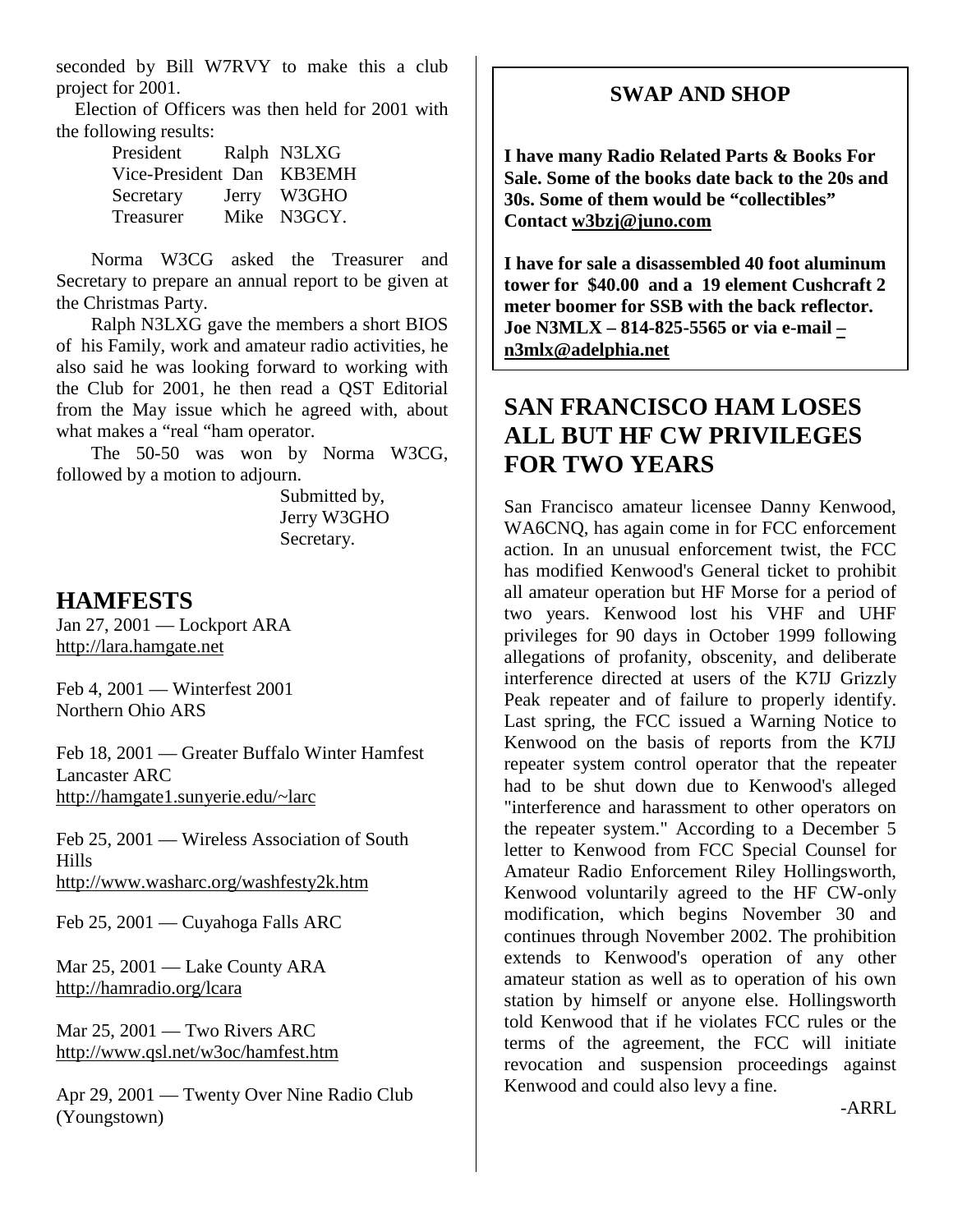seconded by Bill W7RVY to make this a club project for 2001.

Election of Officers was then held for 2001 with the following results:

| | |
|---|---|
| President | Ralph N3LXG |
| Vice-President | Dan KB3EMH |
| Secretary | Jerry W3GHO |
| Treasurer | Mike N3GCY. |

Norma W3CG asked the Treasurer and Secretary to prepare an annual report to be given at the Christmas Party.

Ralph N3LXG gave the members a short BIOS of his Family, work and amateur radio activities, he also said he was looking forward to working with the Club for 2001, he then read a QST Editorial from the May issue which he agreed with, about what makes a "real "ham operator.

The 50-50 was won by Norma W3CG, followed by a motion to adjourn.

Submitted by,
Jerry W3GHO
Secretary.

## HAMFESTS

Jan 27, 2001 — Lockport ARA
http://lara.hamgate.net

Feb 4, 2001 — Winterfest 2001
Northern Ohio ARS

Feb 18, 2001 — Greater Buffalo Winter Hamfest
Lancaster ARC
http://hamgate1.sunyerie.edu/~larc

Feb 25, 2001 — Wireless Association of South Hills
http://www.washarc.org/washfesty2k.htm

Feb 25, 2001 — Cuyahoga Falls ARC

Mar 25, 2001 — Lake County ARA
http://hamradio.org/lcara

Mar 25, 2001 — Two Rivers ARC
http://www.qsl.net/w3oc/hamfest.htm

Apr 29, 2001 — Twenty Over Nine Radio Club (Youngstown)

### SWAP AND SHOP

**I have many Radio Related Parts & Books For Sale. Some of the books date back to the 20s and 30s. Some of them would be "collectibles" Contact w3bzj@juno.com**

**I have for sale a disassembled 40 foot aluminum tower for $40.00 and a 19 element Cushcraft 2 meter boomer for SSB with the back reflector. Joe N3MLX – 814-825-5565 or via e-mail – n3mlx@adelphia.net**

## SAN FRANCISCO HAM LOSES ALL BUT HF CW PRIVILEGES FOR TWO YEARS

San Francisco amateur licensee Danny Kenwood, WA6CNQ, has again come in for FCC enforcement action. In an unusual enforcement twist, the FCC has modified Kenwood's General ticket to prohibit all amateur operation but HF Morse for a period of two years. Kenwood lost his VHF and UHF privileges for 90 days in October 1999 following allegations of profanity, obscenity, and deliberate interference directed at users of the K7IJ Grizzly Peak repeater and of failure to properly identify. Last spring, the FCC issued a Warning Notice to Kenwood on the basis of reports from the K7IJ repeater system control operator that the repeater had to be shut down due to Kenwood's alleged "interference and harassment to other operators on the repeater system." According to a December 5 letter to Kenwood from FCC Special Counsel for Amateur Radio Enforcement Riley Hollingsworth, Kenwood voluntarily agreed to the HF CW-only modification, which begins November 30 and continues through November 2002. The prohibition extends to Kenwood's operation of any other amateur station as well as to operation of his own station by himself or anyone else. Hollingsworth told Kenwood that if he violates FCC rules or the terms of the agreement, the FCC will initiate revocation and suspension proceedings against Kenwood and could also levy a fine.

-ARRL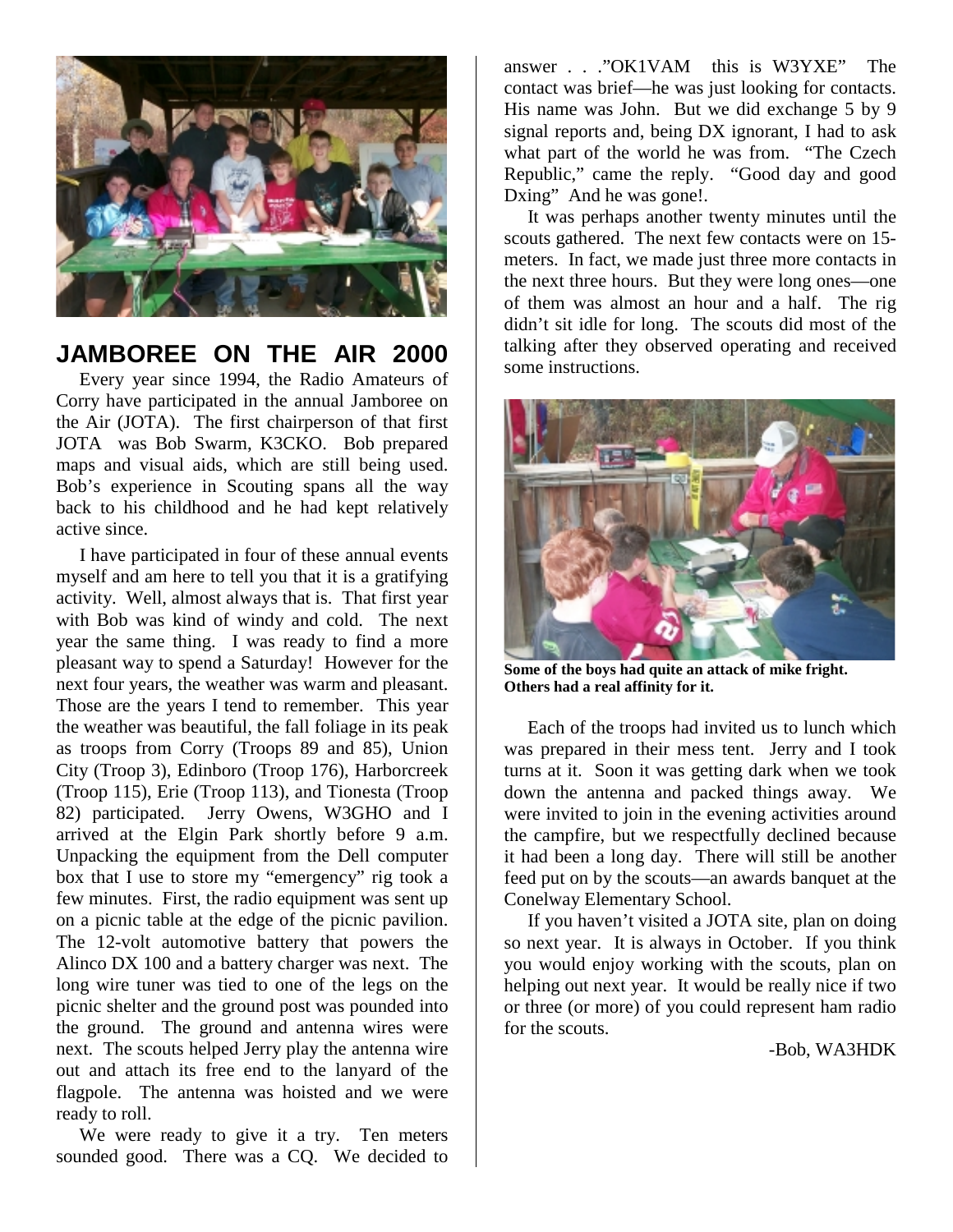## JAMBOREE ON THE AIR 2000

Every year since 1994, the Radio Amateurs of Corry have participated in the annual Jamboree on the Air (JOTA). The first chairperson of that first JOTA was Bob Swarm, K3CKO. Bob prepared maps and visual aids, which are still being used. Bob's experience in Scouting spans all the way back to his childhood and he had kept relatively active since.

I have participated in four of these annual events myself and am here to tell you that it is a gratifying activity. Well, almost always that is. That first year with Bob was kind of windy and cold. The next year the same thing. I was ready to find a more pleasant way to spend a Saturday! However for the next four years, the weather was warm and pleasant. Those are the years I tend to remember. This year the weather was beautiful, the fall foliage in its peak as troops from Corry (Troops 89 and 85), Union City (Troop 3), Edinboro (Troop 176), Harborcreek (Troop 115), Erie (Troop 113), and Tionesta (Troop 82) participated. Jerry Owens, W3GHO and I arrived at the Elgin Park shortly before 9 a.m. Unpacking the equipment from the Dell computer box that I use to store my "emergency" rig took a few minutes. First, the radio equipment was sent up on a picnic table at the edge of the picnic pavilion. The 12-volt automotive battery that powers the Alinco DX 100 and a battery charger was next. The long wire tuner was tied to one of the legs on the picnic shelter and the ground post was pounded into the ground. The ground and antenna wires were next. The scouts helped Jerry play the antenna wire out and attach its free end to the lanyard of the flagpole. The antenna was hoisted and we were ready to roll.

We were ready to give it a try. Ten meters sounded good. There was a CQ. We decided to answer . . ."OK1VAM this is W3YXE" The contact was brief—he was just looking for contacts. His name was John. But we did exchange 5 by 9 signal reports and, being DX ignorant, I had to ask what part of the world he was from. "The Czech Republic," came the reply. "Good day and good Dxing" And he was gone!.

It was perhaps another twenty minutes until the scouts gathered. The next few contacts were on 15-meters. In fact, we made just three more contacts in the next three hours. But they were long ones—one of them was almost an hour and a half. The rig didn't sit idle for long. The scouts did most of the talking after they observed operating and received some instructions.

**Some of the boys had quite an attack of mike fright. Others had a real affinity for it.**

Each of the troops had invited us to lunch which was prepared in their mess tent. Jerry and I took turns at it. Soon it was getting dark when we took down the antenna and packed things away. We were invited to join in the evening activities around the campfire, but we respectfully declined because it had been a long day. There will still be another feed put on by the scouts—an awards banquet at the Conelway Elementary School.

If you haven't visited a JOTA site, plan on doing so next year. It is always in October. If you think you would enjoy working with the scouts, plan on helping out next year. It would be really nice if two or three (or more) of you could represent ham radio for the scouts.

-Bob, WA3HDK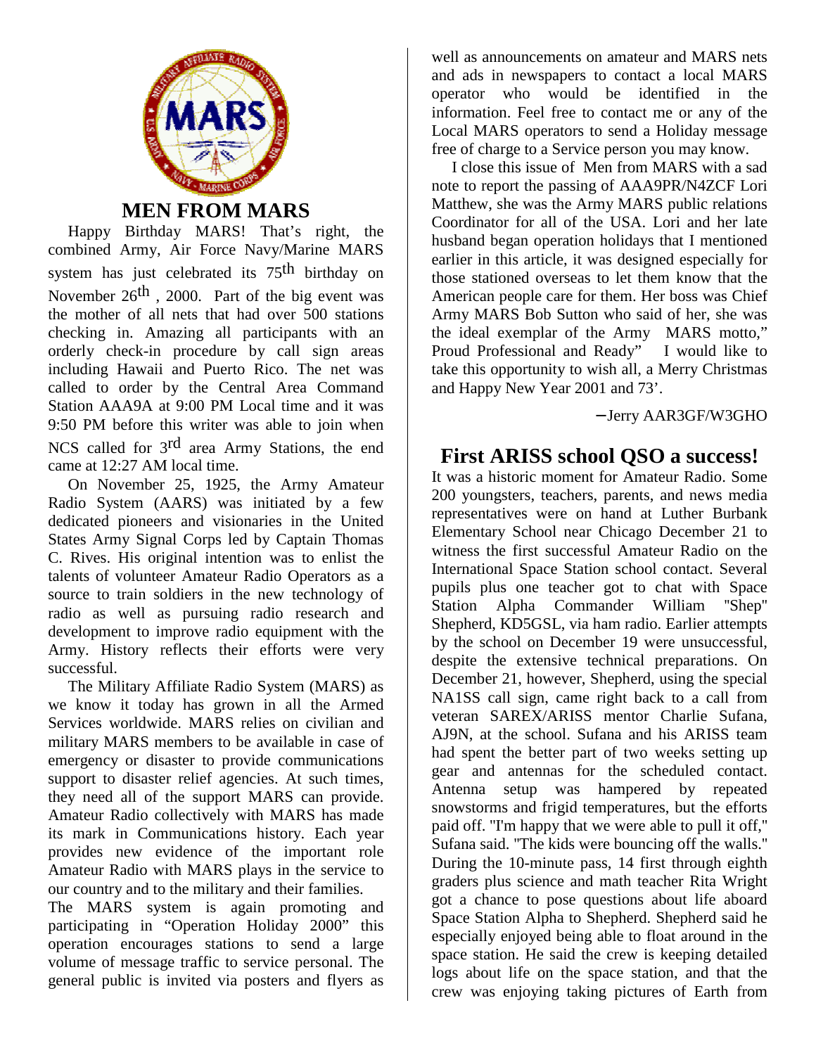## MEN FROM MARS

Happy Birthday MARS! That's right, the combined Army, Air Force Navy/Marine MARS system has just celebrated its 75$^{th}$ birthday on November 26$^{th}$ , 2000. Part of the big event was the mother of all nets that had over 500 stations checking in. Amazing all participants with an orderly check-in procedure by call sign areas including Hawaii and Puerto Rico. The net was called to order by the Central Area Command Station AAA9A at 9:00 PM Local time and it was 9:50 PM before this writer was able to join when NCS called for 3$^{rd}$ area Army Stations, the end came at 12:27 AM local time.

On November 25, 1925, the Army Amateur Radio System (AARS) was initiated by a few dedicated pioneers and visionaries in the United States Army Signal Corps led by Captain Thomas C. Rives. His original intention was to enlist the talents of volunteer Amateur Radio Operators as a source to train soldiers in the new technology of radio as well as pursuing radio research and development to improve radio equipment with the Army. History reflects their efforts were very successful.

The Military Affiliate Radio System (MARS) as we know it today has grown in all the Armed Services worldwide. MARS relies on civilian and military MARS members to be available in case of emergency or disaster to provide communications support to disaster relief agencies. At such times, they need all of the support MARS can provide. Amateur Radio collectively with MARS has made its mark in Communications history. Each year provides new evidence of the important role Amateur Radio with MARS plays in the service to our country and to the military and their families.

The MARS system is again promoting and participating in "Operation Holiday 2000" this operation encourages stations to send a large volume of message traffic to service personal. The general public is invited via posters and flyers as well as announcements on amateur and MARS nets and ads in newspapers to contact a local MARS operator who would be identified in the information. Feel free to contact me or any of the Local MARS operators to send a Holiday message free of charge to a Service person you may know.

I close this issue of Men from MARS with a sad note to report the passing of AAA9PR/N4ZCF Lori Matthew, she was the Army MARS public relations Coordinator for all of the USA. Lori and her late husband began operation holidays that I mentioned earlier in this article, it was designed especially for those stationed overseas to let them know that the American people care for them. Her boss was Chief Army MARS Bob Sutton who said of her, she was the ideal exemplar of the Army MARS motto," Proud Professional and Ready" I would like to take this opportunity to wish all, a Merry Christmas and Happy New Year 2001 and 73'.

–Jerry AAR3GF/W3GHO

## First ARISS school QSO a success!

It was a historic moment for Amateur Radio. Some 200 youngsters, teachers, parents, and news media representatives were on hand at Luther Burbank Elementary School near Chicago December 21 to witness the first successful Amateur Radio on the International Space Station school contact. Several pupils plus one teacher got to chat with Space Station Alpha Commander William "Shep" Shepherd, KD5GSL, via ham radio. Earlier attempts by the school on December 19 were unsuccessful, despite the extensive technical preparations. On December 21, however, Shepherd, using the special NA1SS call sign, came right back to a call from veteran SAREX/ARISS mentor Charlie Sufana, AJ9N, at the school. Sufana and his ARISS team had spent the better part of two weeks setting up gear and antennas for the scheduled contact. Antenna setup was hampered by repeated snowstorms and frigid temperatures, but the efforts paid off. "I'm happy that we were able to pull it off," Sufana said. "The kids were bouncing off the walls." During the 10-minute pass, 14 first through eighth graders plus science and math teacher Rita Wright got a chance to pose questions about life aboard Space Station Alpha to Shepherd. Shepherd said he especially enjoyed being able to float around in the space station. He said the crew is keeping detailed logs about life on the space station, and that the crew was enjoying taking pictures of Earth from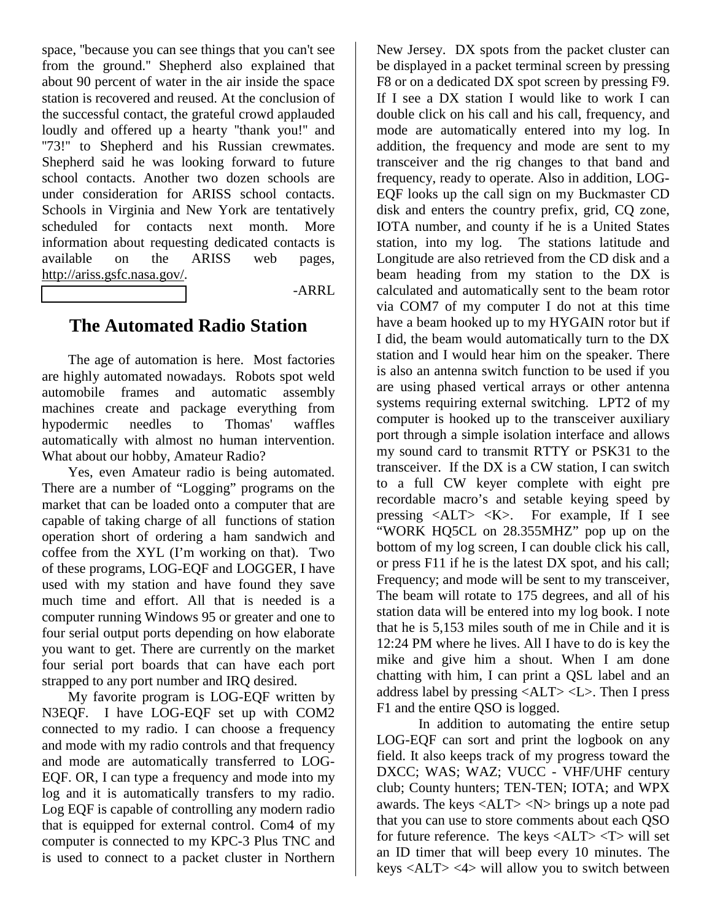space, "because you can see things that you can't see from the ground." Shepherd also explained that about 90 percent of water in the air inside the space station is recovered and reused. At the conclusion of the successful contact, the grateful crowd applauded loudly and offered up a hearty "thank you!" and "73!" to Shepherd and his Russian crewmates. Shepherd said he was looking forward to future school contacts. Another two dozen schools are under consideration for ARISS school contacts. Schools in Virginia and New York are tentatively scheduled for contacts next month. More information about requesting dedicated contacts is available on the ARISS web pages, http://ariss.gsfc.nasa.gov/.

-ARRL

## The Automated Radio Station

The age of automation is here. Most factories are highly automated nowadays. Robots spot weld automobile frames and automatic assembly machines create and package everything from hypodermic needles to Thomas' waffles automatically with almost no human intervention. What about our hobby, Amateur Radio?

Yes, even Amateur radio is being automated. There are a number of "Logging" programs on the market that can be loaded onto a computer that are capable of taking charge of all functions of station operation short of ordering a ham sandwich and coffee from the XYL (I'm working on that). Two of these programs, LOG-EQF and LOGGER, I have used with my station and have found they save much time and effort. All that is needed is a computer running Windows 95 or greater and one to four serial output ports depending on how elaborate you want to get. There are currently on the market four serial port boards that can have each port strapped to any port number and IRQ desired.

My favorite program is LOG-EQF written by N3EQF. I have LOG-EQF set up with COM2 connected to my radio. I can choose a frequency and mode with my radio controls and that frequency and mode are automatically transferred to LOG-EQF. OR, I can type a frequency and mode into my log and it is automatically transfers to my radio. Log EQF is capable of controlling any modern radio that is equipped for external control. Com4 of my computer is connected to my KPC-3 Plus TNC and is used to connect to a packet cluster in Northern New Jersey. DX spots from the packet cluster can be displayed in a packet terminal screen by pressing F8 or on a dedicated DX spot screen by pressing F9. If I see a DX station I would like to work I can double click on his call and his call, frequency, and mode are automatically entered into my log. In addition, the frequency and mode are sent to my transceiver and the rig changes to that band and frequency, ready to operate. Also in addition, LOG-EQF looks up the call sign on my Buckmaster CD disk and enters the country prefix, grid, CQ zone, IOTA number, and county if he is a United States station, into my log. The stations latitude and Longitude are also retrieved from the CD disk and a beam heading from my station to the DX is calculated and automatically sent to the beam rotor via COM7 of my computer I do not at this time have a beam hooked up to my HYGAIN rotor but if I did, the beam would automatically turn to the DX station and I would hear him on the speaker. There is also an antenna switch function to be used if you are using phased vertical arrays or other antenna systems requiring external switching. LPT2 of my computer is hooked up to the transceiver auxiliary port through a simple isolation interface and allows my sound card to transmit RTTY or PSK31 to the transceiver. If the DX is a CW station, I can switch to a full CW keyer complete with eight pre recordable macro's and setable keying speed by pressing <ALT> <K>. For example, If I see "WORK HQ5CL on 28.355MHZ" pop up on the bottom of my log screen, I can double click his call, or press F11 if he is the latest DX spot, and his call; Frequency; and mode will be sent to my transceiver, The beam will rotate to 175 degrees, and all of his station data will be entered into my log book. I note that he is 5,153 miles south of me in Chile and it is 12:24 PM where he lives. All I have to do is key the mike and give him a shout. When I am done chatting with him, I can print a QSL label and an address label by pressing <ALT> <L>. Then I press F1 and the entire QSO is logged.

In addition to automating the entire setup LOG-EQF can sort and print the logbook on any field. It also keeps track of my progress toward the DXCC; WAS; WAZ; VUCC - VHF/UHF century club; County hunters; TEN-TEN; IOTA; and WPX awards. The keys <ALT> <N> brings up a note pad that you can use to store comments about each QSO for future reference. The keys <ALT> <T> will set an ID timer that will beep every 10 minutes. The keys <ALT> <4> will allow you to switch between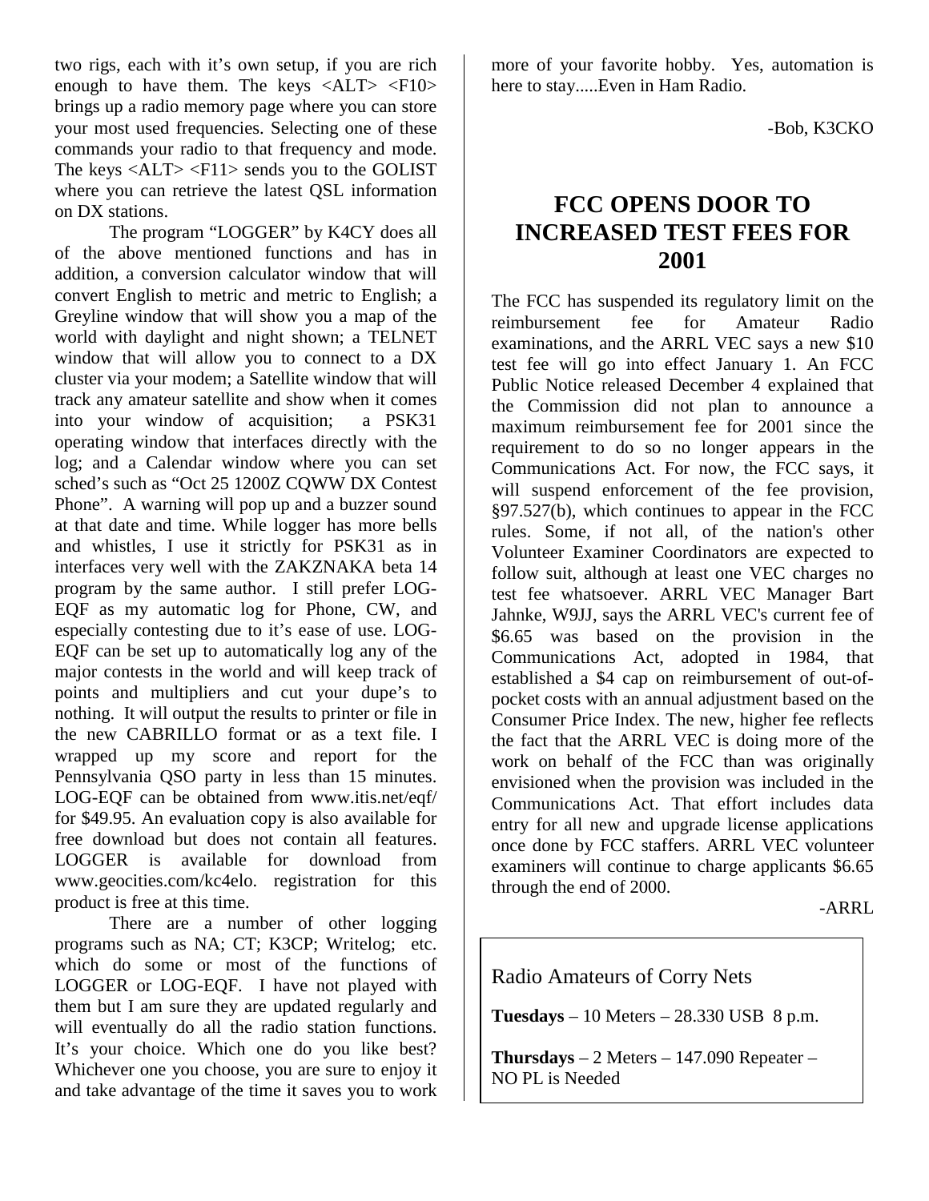two rigs, each with it's own setup, if you are rich enough to have them. The keys <ALT> <F10> brings up a radio memory page where you can store your most used frequencies. Selecting one of these commands your radio to that frequency and mode. The keys <ALT> <F11> sends you to the GOLIST where you can retrieve the latest QSL information on DX stations.

The program "LOGGER" by K4CY does all of the above mentioned functions and has in addition, a conversion calculator window that will convert English to metric and metric to English; a Greyline window that will show you a map of the world with daylight and night shown; a TELNET window that will allow you to connect to a DX cluster via your modem; a Satellite window that will track any amateur satellite and show when it comes into your window of acquisition; a PSK31 operating window that interfaces directly with the log; and a Calendar window where you can set sched's such as "Oct 25 1200Z CQWW DX Contest Phone". A warning will pop up and a buzzer sound at that date and time. While logger has more bells and whistles, I use it strictly for PSK31 as in interfaces very well with the ZAKZNAKA beta 14 program by the same author. I still prefer LOG-EQF as my automatic log for Phone, CW, and especially contesting due to it's ease of use. LOG-EQF can be set up to automatically log any of the major contests in the world and will keep track of points and multipliers and cut your dupe's to nothing. It will output the results to printer or file in the new CABRILLO format or as a text file. I wrapped up my score and report for the Pennsylvania QSO party in less than 15 minutes. LOG-EQF can be obtained from www.itis.net/eqf/ for $49.95. An evaluation copy is also available for free download but does not contain all features. LOGGER is available for download from www.geocities.com/kc4elo. registration for this product is free at this time.

There are a number of other logging programs such as NA; CT; K3CP; Writelog; etc. which do some or most of the functions of LOGGER or LOG-EQF. I have not played with them but I am sure they are updated regularly and will eventually do all the radio station functions. It's your choice. Which one do you like best? Whichever one you choose, you are sure to enjoy it and take advantage of the time it saves you to work more of your favorite hobby. Yes, automation is here to stay.....Even in Ham Radio.

-Bob, K3CKO

# FCC OPENS DOOR TO INCREASED TEST FEES FOR 2001

The FCC has suspended its regulatory limit on the reimbursement fee for Amateur Radio examinations, and the ARRL VEC says a new $10 test fee will go into effect January 1. An FCC Public Notice released December 4 explained that the Commission did not plan to announce a maximum reimbursement fee for 2001 since the requirement to do so no longer appears in the Communications Act. For now, the FCC says, it will suspend enforcement of the fee provision, §97.527(b), which continues to appear in the FCC rules. Some, if not all, of the nation's other Volunteer Examiner Coordinators are expected to follow suit, although at least one VEC charges no test fee whatsoever. ARRL VEC Manager Bart Jahnke, W9JJ, says the ARRL VEC's current fee of $6.65 was based on the provision in the Communications Act, adopted in 1984, that established a $4 cap on reimbursement of out-of-pocket costs with an annual adjustment based on the Consumer Price Index. The new, higher fee reflects the fact that the ARRL VEC is doing more of the work on behalf of the FCC than was originally envisioned when the provision was included in the Communications Act. That effort includes data entry for all new and upgrade license applications once done by FCC staffers. ARRL VEC volunteer examiners will continue to charge applicants $6.65 through the end of 2000.

-ARRL

Radio Amateurs of Corry Nets

**Tuesdays** – 10 Meters – 28.330 USB 8 p.m.

**Thursdays** – 2 Meters – 147.090 Repeater – NO PL is Needed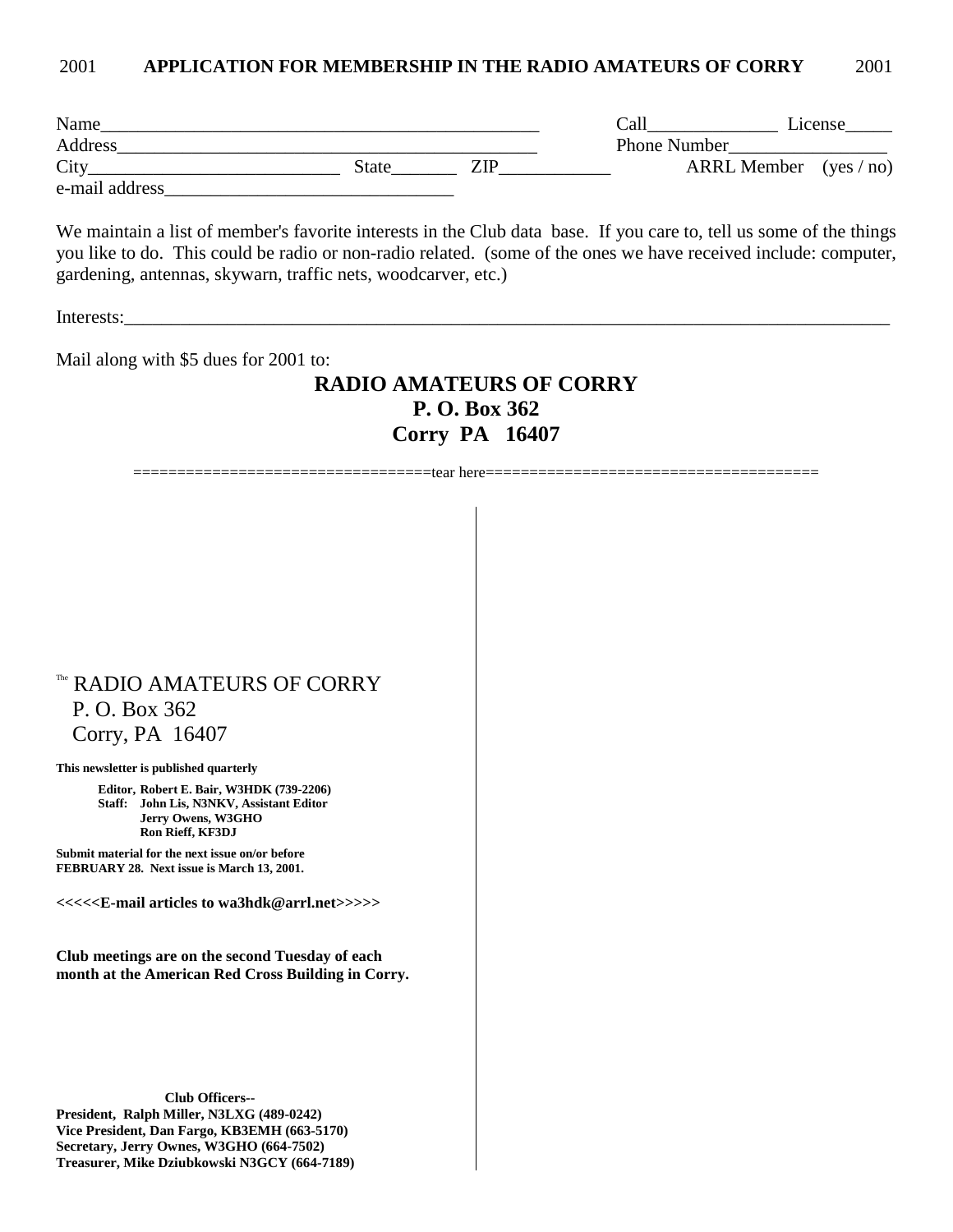2001 **APPLICATION FOR MEMBERSHIP IN THE RADIO AMATEURS OF CORRY** 2001

Name_______________________________________________ Call______________ License_____

Address_____________________________________________ Phone Number_________________

City___________________________ State_______ ZIP____________ ARRL Member (yes / no)

e-mail address_______________________________

We maintain a list of member's favorite interests in the Club data base. If you care to, tell us some of the things you like to do. This could be radio or non-radio related. (some of the ones we have received include: computer, gardening, antennas, skywarn, traffic nets, woodcarver, etc.)

Interests:_______________________________________________________________________________________

Mail along with $5 dues for 2001 to:

**RADIO AMATEURS OF CORRY**
**P. O. Box 362**
**Corry PA 16407**

================================tear here====================================

The RADIO AMATEURS OF CORRY
P. O. Box 362
Corry, PA 16407

**This newsletter is published quarterly**

**Editor, Robert E. Bair, W3HDK (739-2206)**
**Staff: John Lis, N3NKV, Assistant Editor**
**Jerry Owens, W3GHO**
**Ron Rieff, KF3DJ**

**Submit material for the next issue on/or before FEBRUARY 28. Next issue is March 13, 2001.**

**<<<<<E-mail articles to wa3hdk@arrl.net>>>>>**

**Club meetings are on the second Tuesday of each month at the American Red Cross Building in Corry.**

**Club Officers--**
**President, Ralph Miller, N3LXG (489-0242)**
**Vice President, Dan Fargo, KB3EMH (663-5170)**
**Secretary, Jerry Ownes, W3GHO (664-7502)**
**Treasurer, Mike Dziubkowski N3GCY (664-7189)**